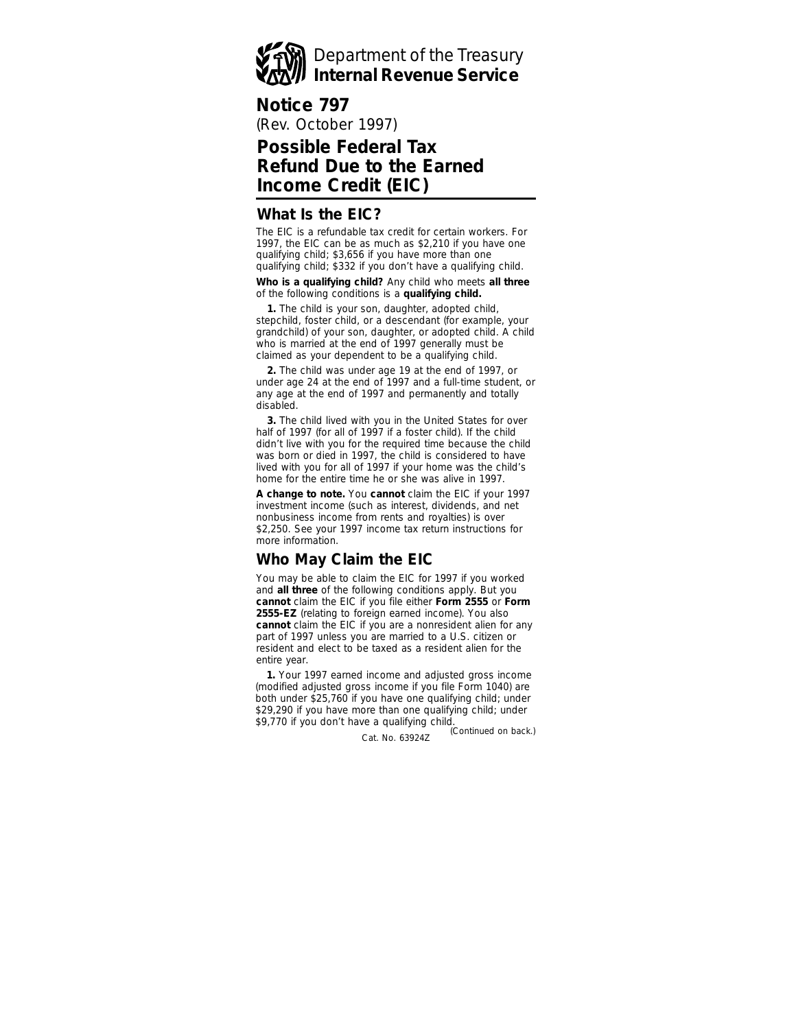Department of the Treasury
**Internal Revenue Service**

# Notice 797

(Rev. October 1997)

# Possible Federal Tax Refund Due to the Earned Income Credit (EIC)

## What Is the EIC?

The EIC is a refundable tax credit for certain workers. For 1997, the EIC can be as much as $2,210 if you have one qualifying child; $3,656 if you have more than one qualifying child; $332 if you don't have a qualifying child.

**Who is a qualifying child?** Any child who meets **all three** of the following conditions is a **qualifying child.**

**1.** The child is your son, daughter, adopted child, stepchild, foster child, or a descendant (for example, your grandchild) of your son, daughter, or adopted child. A child who is married at the end of 1997 generally must be claimed as your dependent to be a qualifying child.

**2.** The child was under age 19 at the end of 1997, or under age 24 at the end of 1997 and a full-time student, or any age at the end of 1997 and permanently and totally disabled.

**3.** The child lived with you in the United States for over half of 1997 (for all of 1997 if a foster child). If the child didn't live with you for the required time because the child was born or died in 1997, the child is considered to have lived with you for all of 1997 if your home was the child's home for the entire time he or she was alive in 1997.

**A change to note.** You **cannot** claim the EIC if your 1997 investment income (such as interest, dividends, and net nonbusiness income from rents and royalties) is over $2,250. See your 1997 income tax return instructions for more information.

## Who May Claim the EIC

You may be able to claim the EIC for 1997 if you worked and **all three** of the following conditions apply. But you **cannot** claim the EIC if you file either **Form 2555** or **Form 2555-EZ** (relating to foreign earned income). You also **cannot** claim the EIC if you are a nonresident alien for any part of 1997 unless you are married to a U.S. citizen or resident and elect to be taxed as a resident alien for the entire year.

**1.** Your 1997 earned income and adjusted gross income (modified adjusted gross income if you file Form 1040) are both under $25,760 if you have one qualifying child; under $29,290 if you have more than one qualifying child; under $9,770 if you don't have a qualifying child.

*(Continued on back.)*

Cat. No. 63924Z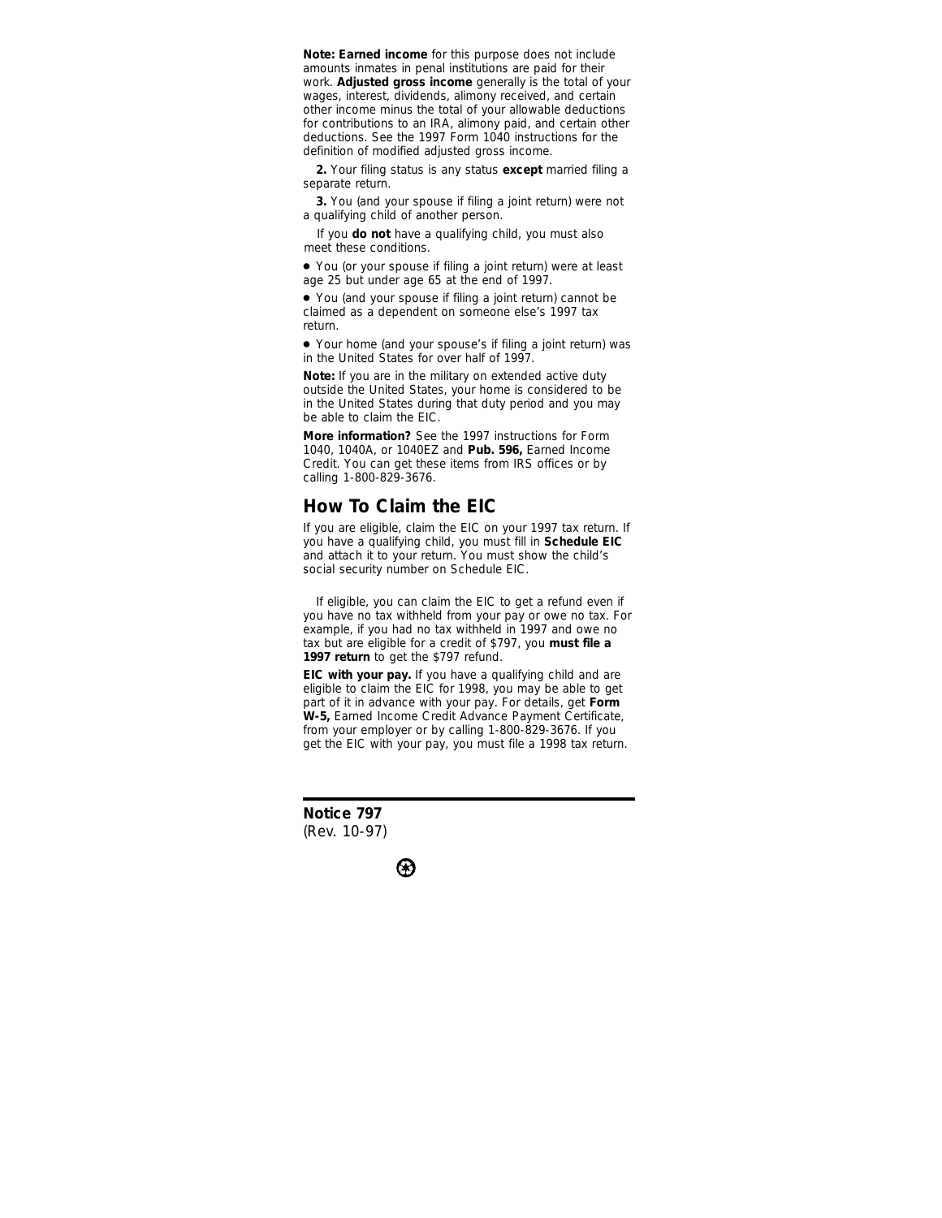**Note: Earned income** for this purpose does not include amounts inmates in penal institutions are paid for their work. **Adjusted gross income** generally is the total of your wages, interest, dividends, alimony received, and certain other income minus the total of your allowable deductions for contributions to an IRA, alimony paid, and certain other deductions. See the 1997 Form 1040 instructions for the definition of modified adjusted gross income.

**2.** Your filing status is any status **except** married filing a separate return.

**3.** You (and your spouse if filing a joint return) were not a qualifying child of another person.

If you **do not** have a qualifying child, you must also meet these conditions.

- You (or your spouse if filing a joint return) were at least age 25 but under age 65 at the end of 1997.
- You (and your spouse if filing a joint return) cannot be claimed as a dependent on someone else's 1997 tax return.
- Your home (and your spouse's if filing a joint return) was in the United States for over half of 1997.

**Note:** If you are in the military on extended active duty outside the United States, your home is considered to be in the United States during that duty period and you may be able to claim the EIC.

**More information?** See the 1997 instructions for Form 1040, 1040A, or 1040EZ and **Pub. 596,** Earned Income Credit. You can get these items from IRS offices or by calling 1-800-829-3676.

## How To Claim the EIC

If you are eligible, claim the EIC on your 1997 tax return. If you have a qualifying child, you must fill in **Schedule EIC** and attach it to your return. You must show the child's social security number on Schedule EIC.

If eligible, you can claim the EIC to get a refund even if you have no tax withheld from your pay or owe no tax. For example, if you had no tax withheld in 1997 and owe no tax but are eligible for a credit of $797, you **must file a 1997 return** to get the $797 refund.

**EIC with your pay.** If you have a qualifying child and are eligible to claim the EIC for 1998, you may be able to get part of it in advance with your pay. For details, get **Form W-5,** Earned Income Credit Advance Payment Certificate, from your employer or by calling 1-800-829-3676. If you get the EIC with your pay, you must file a 1998 tax return.

**Notice 797**
(Rev. 10-97)